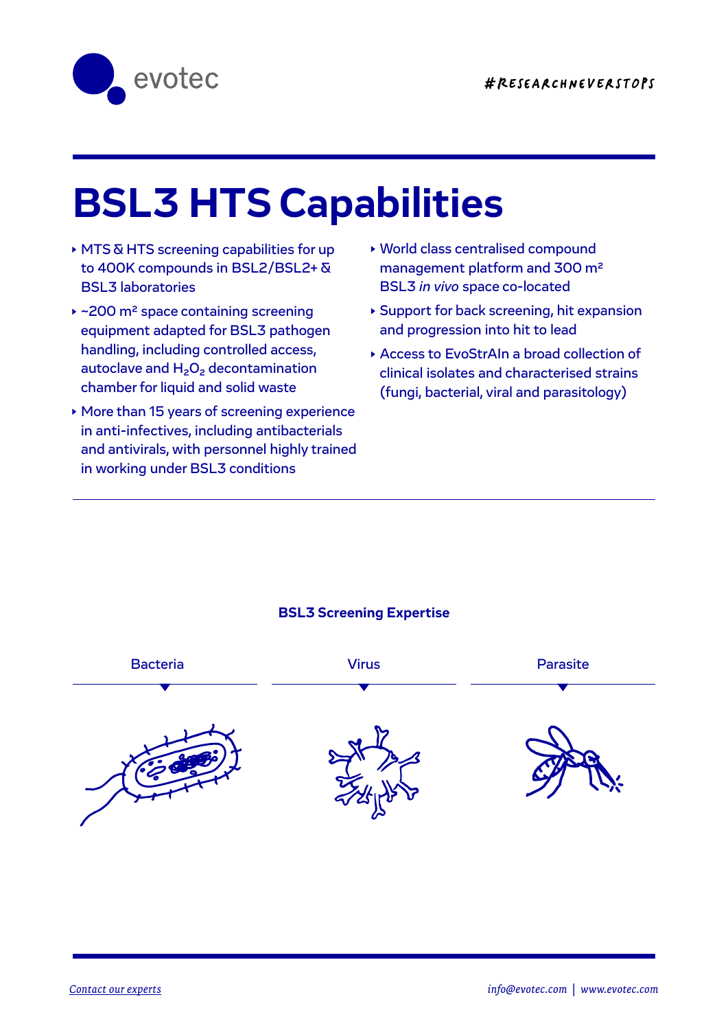evotec

#RESEARCHNEVERSTOPS

# BSL3 HTS Capabilities

- MTS & HTS screening capabilities for up to 400K compounds in BSL2/BSL2+ & BSL3 laboratories
- ~200 m² space containing screening equipment adapted for BSL3 pathogen handling, including controlled access, autoclave and $H_2O_2$ decontamination chamber for liquid and solid waste
- More than 15 years of screening experience in anti-infectives, including antibacterials and antivirals, with personnel highly trained in working under BSL3 conditions
- World class centralised compound management platform and 300 m² BSL3 *in vivo* space co-located
- Support for back screening, hit expansion and progression into hit to lead
- Access to EvoStrAIn a broad collection of clinical isolates and characterised strains (fungi, bacterial, viral and parasitology)

**BSL3 Screening Expertise**

| Bacteria | Virus | Parasite |
|---|---|---|

*Contact our experts*

*info@evotec.com* | *www.evotec.com*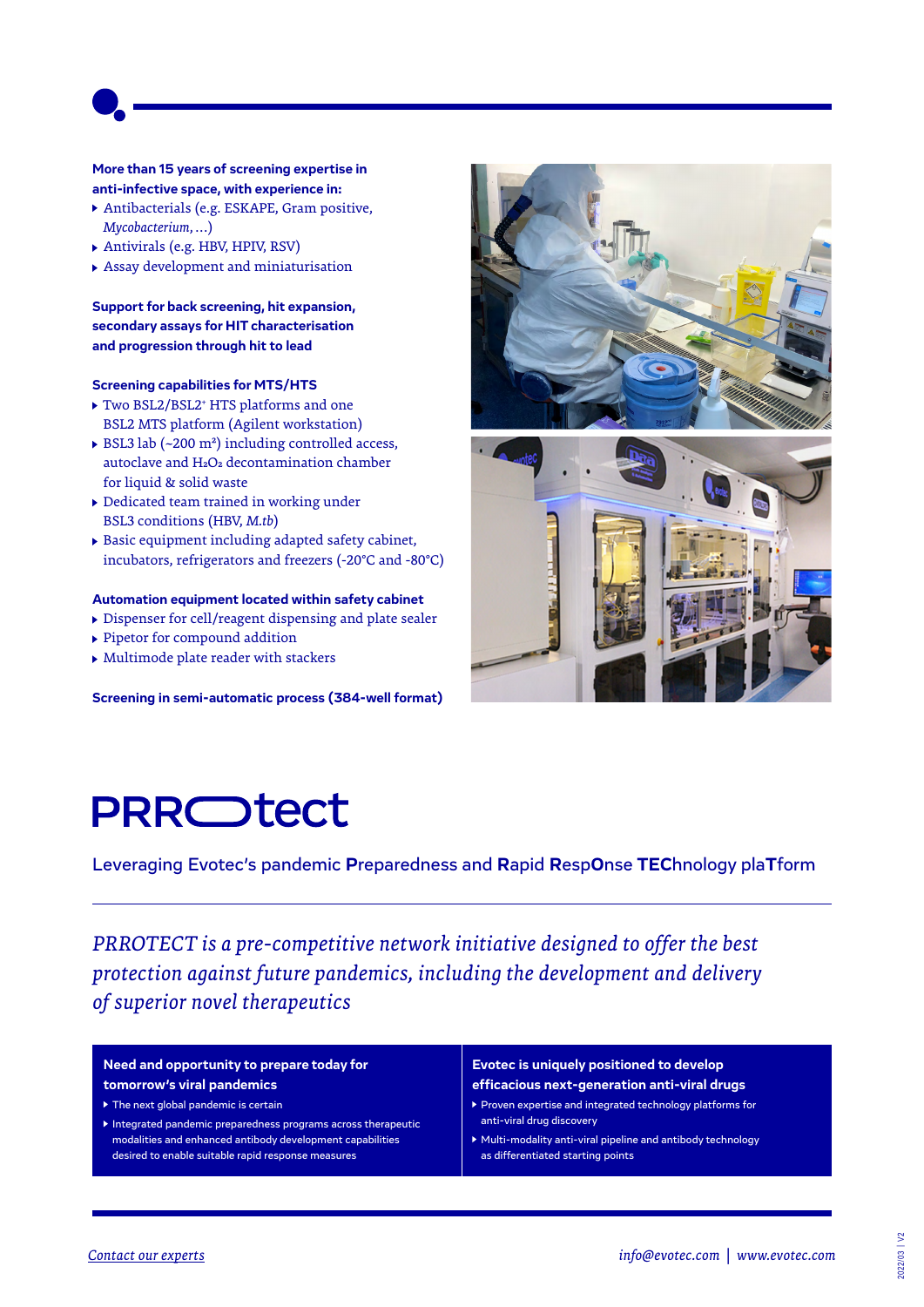**More than 15 years of screening expertise in anti-infective space, with experience in:**

- Antibacterials (e.g. ESKAPE, Gram positive, *Mycobacterium*, …)
- Antivirals (e.g. HBV, HPIV, RSV)
- Assay development and miniaturisation

**Support for back screening, hit expansion, secondary assays for HIT characterisation and progression through hit to lead**

**Screening capabilities for MTS/HTS**

- Two BSL2/BSL2+ HTS platforms and one BSL2 MTS platform (Agilent workstation)
- BSL3 lab (~200 m²) including controlled access, autoclave and $H_2O_2$ decontamination chamber for liquid & solid waste
- Dedicated team trained in working under BSL3 conditions (HBV, *M.tb*)
- Basic equipment including adapted safety cabinet, incubators, refrigerators and freezers (-20°C and -80°C)

**Automation equipment located within safety cabinet**

- Dispenser for cell/reagent dispensing and plate sealer
- Pipetor for compound addition
- Multimode plate reader with stackers

**Screening in semi-automatic process (384-well format)**

# PRROtect

Leveraging Evotec's pandemic **P**reparedness and **R**apid **R**esp**O**nse **TEC**hnology pla**T**form

---

*PRROTECT is a pre-competitive network initiative designed to offer the best protection against future pandemics, including the development and delivery of superior novel therapeutics*

**Need and opportunity to prepare today for tomorrow's viral pandemics**

- The next global pandemic is certain
- Integrated pandemic preparedness programs across therapeutic modalities and enhanced antibody development capabilities desired to enable suitable rapid response measures

**Evotec is uniquely positioned to develop efficacious next-generation anti-viral drugs**

- Proven expertise and integrated technology platforms for anti-viral drug discovery
- Multi-modality anti-viral pipeline and antibody technology as differentiated starting points

*Contact our experts*

*info@evotec.com | www.evotec.com*

2022/03 | V2